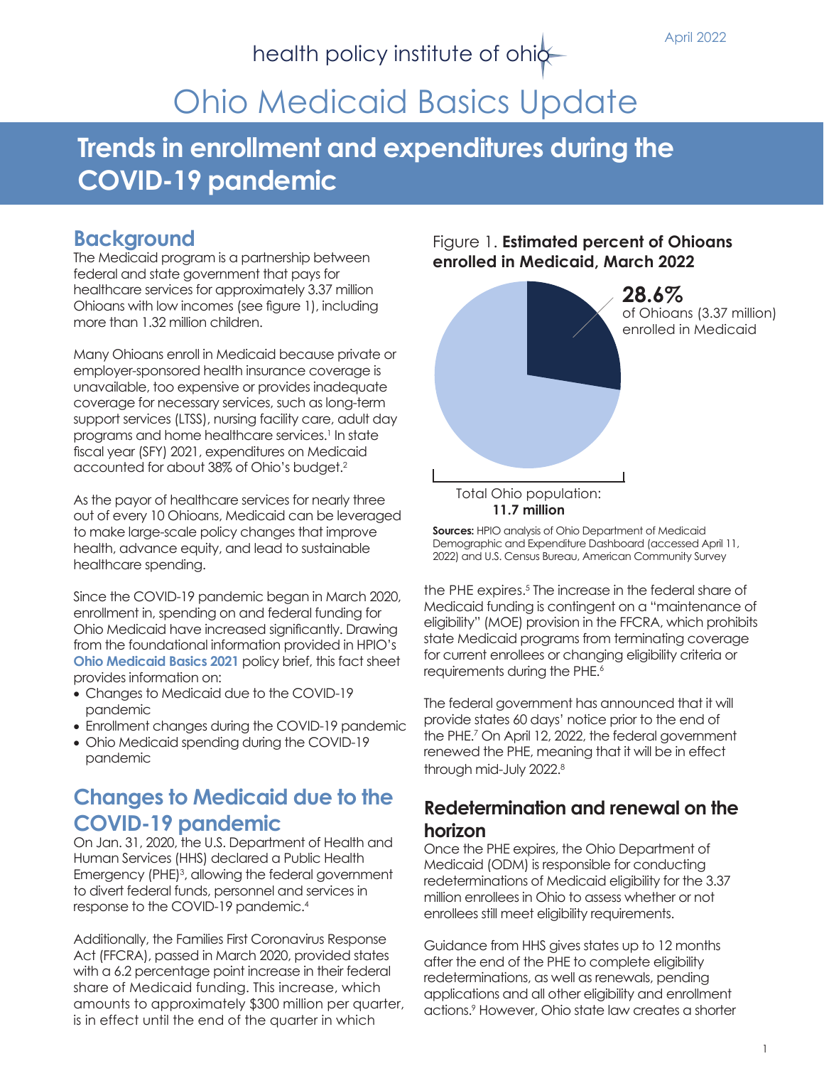health policy institute of ohio

April 2022

# Ohio Medicaid Basics Update

## Trends in enrollment and expenditures during the COVID-19 pandemic

## Background

The Medicaid program is a partnership between federal and state government that pays for healthcare services for approximately 3.37 million Ohioans with low incomes (see figure 1), including more than 1.32 million children.

Many Ohioans enroll in Medicaid because private or employer-sponsored health insurance coverage is unavailable, too expensive or provides inadequate coverage for necessary services, such as long-term support services (LTSS), nursing facility care, adult day programs and home healthcare services.[1] In state fiscal year (SFY) 2021, expenditures on Medicaid accounted for about 38% of Ohio's budget.[2]

As the payor of healthcare services for nearly three out of every 10 Ohioans, Medicaid can be leveraged to make large-scale policy changes that improve health, advance equity, and lead to sustainable healthcare spending.

Since the COVID-19 pandemic began in March 2020, enrollment in, spending on and federal funding for Ohio Medicaid have increased significantly. Drawing from the foundational information provided in HPIO's **Ohio Medicaid Basics 2021** policy brief, this fact sheet provides information on:

- Changes to Medicaid due to the COVID-19 pandemic
- Enrollment changes during the COVID-19 pandemic
- Ohio Medicaid spending during the COVID-19 pandemic

Figure 1. **Estimated percent of Ohioans enrolled in Medicaid, March 2022**

**28.6%** of Ohioans (3.37 million) enrolled in Medicaid

Total Ohio population: **11.7 million**

**Sources:** HPIO analysis of Ohio Department of Medicaid Demographic and Expenditure Dashboard (accessed April 11, 2022) and U.S. Census Bureau, American Community Survey

## Changes to Medicaid due to the COVID-19 pandemic

On Jan. 31, 2020, the U.S. Department of Health and Human Services (HHS) declared a Public Health Emergency (PHE)[3], allowing the federal government to divert federal funds, personnel and services in response to the COVID-19 pandemic.[4]

Additionally, the Families First Coronavirus Response Act (FFCRA), passed in March 2020, provided states with a 6.2 percentage point increase in their federal share of Medicaid funding. This increase, which amounts to approximately $300 million per quarter, is in effect until the end of the quarter in which the PHE expires.[5] The increase in the federal share of Medicaid funding is contingent on a "maintenance of eligibility" (MOE) provision in the FFCRA, which prohibits state Medicaid programs from terminating coverage for current enrollees or changing eligibility criteria or requirements during the PHE.[6]

The federal government has announced that it will provide states 60 days' notice prior to the end of the PHE.[7] On April 12, 2022, the federal government renewed the PHE, meaning that it will be in effect through mid-July 2022.[8]

### Redetermination and renewal on the horizon

Once the PHE expires, the Ohio Department of Medicaid (ODM) is responsible for conducting redeterminations of Medicaid eligibility for the 3.37 million enrollees in Ohio to assess whether or not enrollees still meet eligibility requirements.

Guidance from HHS gives states up to 12 months after the end of the PHE to complete eligibility redeterminations, as well as renewals, pending applications and all other eligibility and enrollment actions.[9] However, Ohio state law creates a shorter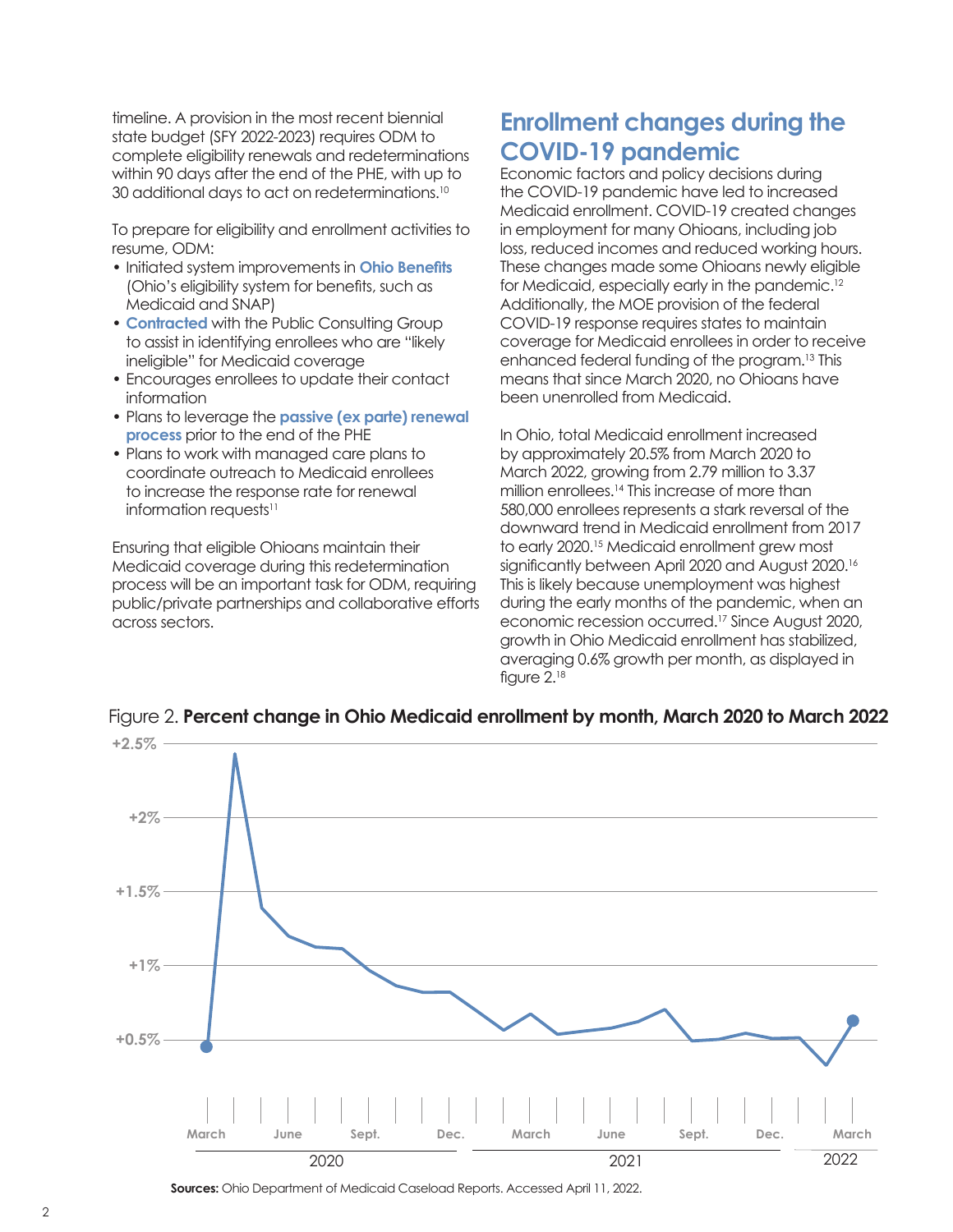timeline. A provision in the most recent biennial state budget (SFY 2022-2023) requires ODM to complete eligibility renewals and redeterminations within 90 days after the end of the PHE, with up to 30 additional days to act on redeterminations.[10]

To prepare for eligibility and enrollment activities to resume, ODM:

- Initiated system improvements in **Ohio Benefits** (Ohio's eligibility system for benefits, such as Medicaid and SNAP)
- **Contracted** with the Public Consulting Group to assist in identifying enrollees who are "likely ineligible" for Medicaid coverage
- Encourages enrollees to update their contact information
- Plans to leverage the **passive (ex parte) renewal process** prior to the end of the PHE
- Plans to work with managed care plans to coordinate outreach to Medicaid enrollees to increase the response rate for renewal information requests[11]

Ensuring that eligible Ohioans maintain their Medicaid coverage during this redetermination process will be an important task for ODM, requiring public/private partnerships and collaborative efforts across sectors.

## Enrollment changes during the COVID-19 pandemic

Economic factors and policy decisions during the COVID-19 pandemic have led to increased Medicaid enrollment. COVID-19 created changes in employment for many Ohioans, including job loss, reduced incomes and reduced working hours. These changes made some Ohioans newly eligible for Medicaid, especially early in the pandemic.[12] Additionally, the MOE provision of the federal COVID-19 response requires states to maintain coverage for Medicaid enrollees in order to receive enhanced federal funding of the program.[13] This means that since March 2020, no Ohioans have been unenrolled from Medicaid.

In Ohio, total Medicaid enrollment increased by approximately 20.5% from March 2020 to March 2022, growing from 2.79 million to 3.37 million enrollees.[14] This increase of more than 580,000 enrollees represents a stark reversal of the downward trend in Medicaid enrollment from 2017 to early 2020.[15] Medicaid enrollment grew most significantly between April 2020 and August 2020.[16] This is likely because unemployment was highest during the early months of the pandemic, when an economic recession occurred.[17] Since August 2020, growth in Ohio Medicaid enrollment has stabilized, averaging 0.6% growth per month, as displayed in figure 2.[18]

Figure 2. **Percent change in Ohio Medicaid enrollment by month, March 2020 to March 2022**

**Sources:** Ohio Department of Medicaid Caseload Reports. Accessed April 11, 2022.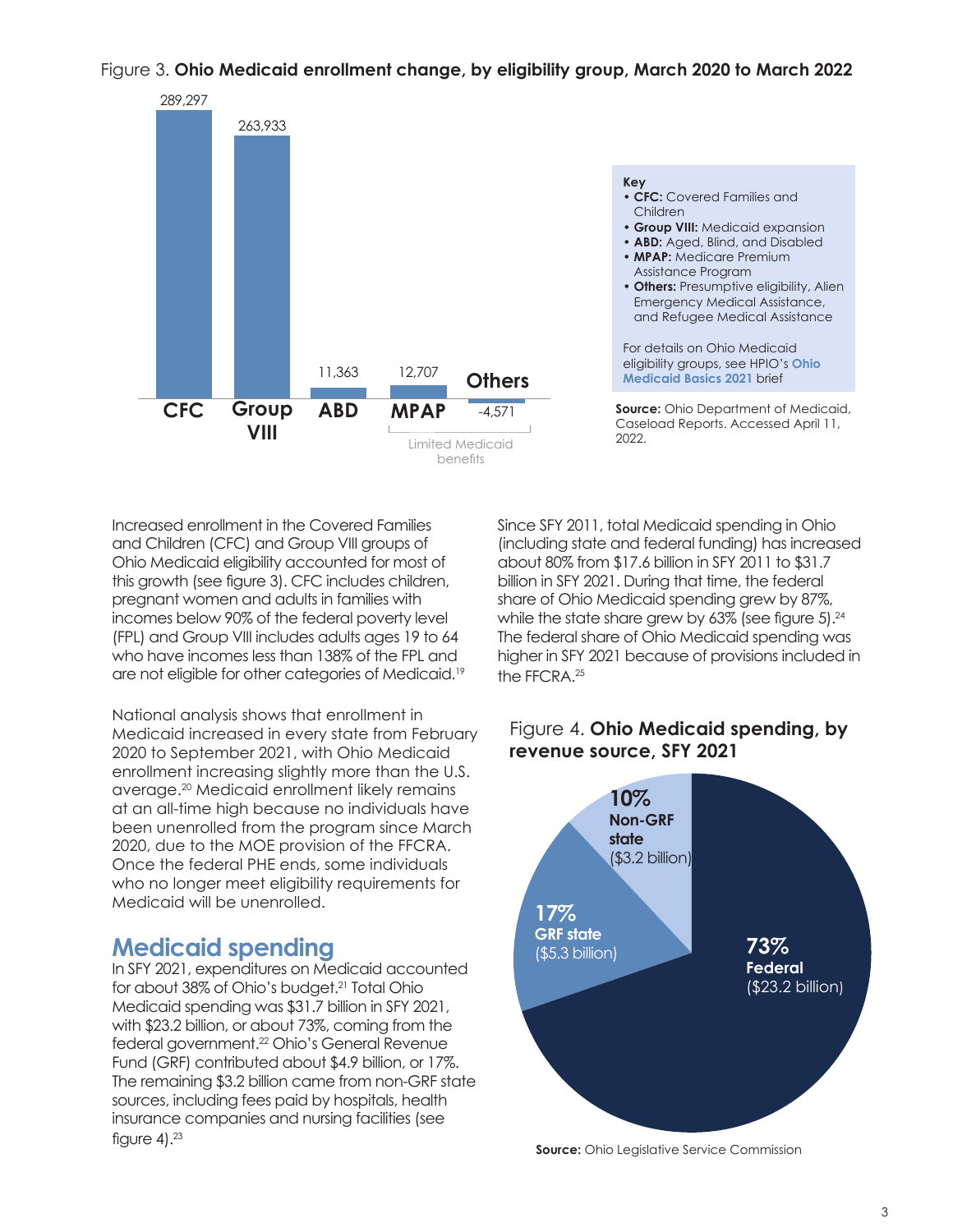Figure 3. **Ohio Medicaid enrollment change, by eligibility group, March 2020 to March 2022**

| Eligibility group | Enrollment change |
| --- | --- |
| CFC | 289,297 |
| Group VIII | 263,933 |
| ABD | 11,363 |
| MPAP | 12,707 |
| Others | -4,571 |

MPAP and Others: Limited Medicaid benefits

**Key**
- **CFC:** Covered Families and Children
- **Group VIII:** Medicaid expansion
- **ABD:** Aged, Blind, and Disabled
- **MPAP:** Medicare Premium Assistance Program
- **Others:** Presumptive eligibility, Alien Emergency Medical Assistance, and Refugee Medical Assistance

For details on Ohio Medicaid eligibility groups, see HPIO's **Ohio Medicaid Basics 2021** brief

**Source:** Ohio Department of Medicaid, Caseload Reports. Accessed April 11, 2022.

Increased enrollment in the Covered Families and Children (CFC) and Group VIII groups of Ohio Medicaid eligibility accounted for most of this growth (see figure 3). CFC includes children, pregnant women and adults in families with incomes below 90% of the federal poverty level (FPL) and Group VIII includes adults ages 19 to 64 who have incomes less than 138% of the FPL and are not eligible for other categories of Medicaid.[19]

National analysis shows that enrollment in Medicaid increased in every state from February 2020 to September 2021, with Ohio Medicaid enrollment increasing slightly more than the U.S. average.[20] Medicaid enrollment likely remains at an all-time high because no individuals have been unenrolled from the program since March 2020, due to the MOE provision of the FFCRA. Once the federal PHE ends, some individuals who no longer meet eligibility requirements for Medicaid will be unenrolled.

## Medicaid spending

In SFY 2021, expenditures on Medicaid accounted for about 38% of Ohio's budget.[21] Total Ohio Medicaid spending was $31.7 billion in SFY 2021, with $23.2 billion, or about 73%, coming from the federal government.[22] Ohio's General Revenue Fund (GRF) contributed about $4.9 billion, or 17%. The remaining $3.2 billion came from non-GRF state sources, including fees paid by hospitals, health insurance companies and nursing facilities (see figure 4).[23]

Since SFY 2011, total Medicaid spending in Ohio (including state and federal funding) has increased about 80% from $17.6 billion in SFY 2011 to $31.7 billion in SFY 2021. During that time, the federal share of Ohio Medicaid spending grew by 87%, while the state share grew by 63% (see figure 5).[24] The federal share of Ohio Medicaid spending was higher in SFY 2021 because of provisions included in the FFCRA.[25]

Figure 4. **Ohio Medicaid spending, by revenue source, SFY 2021**

| Revenue source | Share | Amount |
| --- | --- | --- |
| Federal | 73% | $23.2 billion |
| GRF state | 17% | $5.3 billion |
| Non-GRF state | 10% | $3.2 billion |

**Source:** Ohio Legislative Service Commission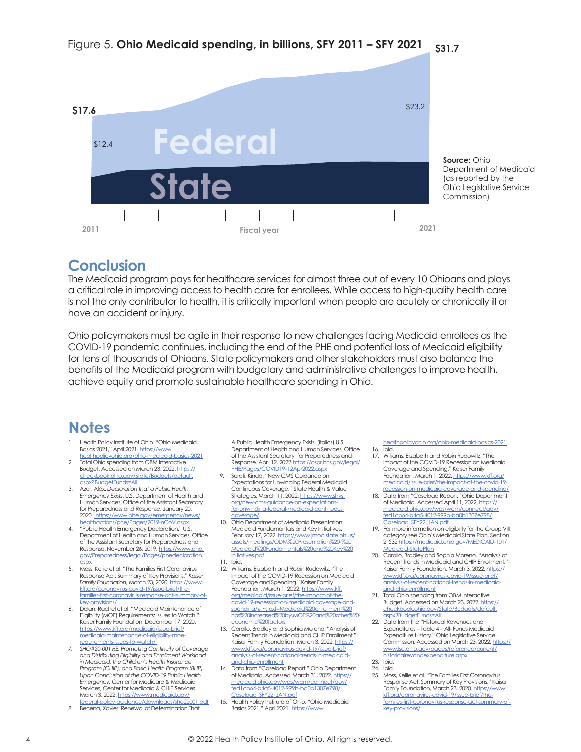Figure 5. **Ohio Medicaid spending, in billions, SFY 2011 – SFY 2021**

$31.7

$17.6

$23.2

$12.4

Federal

State

2011

Fiscal year

2021

**Source:** Ohio Department of Medicaid (as reported by the Ohio Legislative Service Commission)

## Conclusion

The Medicaid program pays for healthcare services for almost three out of every 10 Ohioans and plays a critical role in improving access to health care for enrollees. While access to high-quality health care is not the only contributor to health, it is critically important when people are acutely or chronically ill or have an accident or injury.

Ohio policymakers must be agile in their response to new challenges facing Medicaid enrollees as the COVID-19 pandemic continues, including the end of the PHE and potential loss of Medicaid eligibility for tens of thousands of Ohioans. State policymakers and other stakeholders must also balance the benefits of the Medicaid program with budgetary and administrative challenges to improve health, achieve equity and promote sustainable healthcare spending in Ohio.

## Notes

1. Health Policy Institute of Ohio. "Ohio Medicaid Basics 2021," April 2021. https://www.healthpolicyohio.org/ohio-medicaid-basics-2021
2. Total Ohio spending from OBM Interactive Budget. Accessed on March 23, 2022. https://checkbook.ohio.gov/State/Budgets/default.aspx?BudgetFunds=All
3. Azar, Alex. *Declaration that a Public Health Emergency Exists*. U.S. Department of Health and Human Services, Office of the Assistant Secretary for Preparedness and Response. January 20, 2020. https://www.phe.gov/emergency/news/healthactions/phe/Pages/2019-nCoV.aspx
4. "Public Health Emergency Declaration." U.S. Department of Health and Human Services, Office of the Assistant Secretary for Preparedness and Response. November 26, 2019. https://www.phe.gov/Preparedness/legal/Pages/phedeclaration.aspx
5. Moss, Kellie et al. "The Families First Coronavirus Response Act: Summary of Key Provisions." *Kaiser Family Foundation*, March 23, 2020. https://www.kff.org/coronavirus-covid-19/issue-brief/the-families-first-coronavirus-response-act-summary-of-key-provisions/
6. Dolan, Rachel et al. "Medicaid Maintenance of Eligibility (MOE) Requirements: Issues to Watch." Kaiser Family Foundation, December 17, 2020. https://www.kff.org/medicaid/issue-brief/medicaid-maintenance-of-eligibility-moe-requirements-issues-to-watch/
7. *SHO#20-001 RE: Promoting Continuity of Coverage and Distributing Eligibility and Enrollment Workload in Medicaid, the Children's Health Insurance Program (CHIP), and Basic Health Program (BHP) Upon Conclusion of the COVID-19 Public Health Emergency*. Center for Medicare & Medicaid Services, Center for Medicaid & CHIP Services. March 3, 2022. https://www.medicaid.gov/federal-policy-guidance/downloads/sho22001.pdf
8. Becerra, Xavier. Renewal of Determination That A Public Health Emergency Exists. (italics) U.S. Department of Health and Human Services, Office of the Assistant Secretary for Preparedness and Response. April 12, 2022 https://aspr.hhs.gov/legal/PHE/Pages/COVID19-12Apr2022.aspx
9. Serafi, Kinda. "New CMS Guidance on Expectations for Unwinding Federal Medicaid Continuous Coverage." State Health & Value Strategies, March 11, 2022. https://www.shvs.org/new-cms-guidance-on-expectations-for-unwinding-federal-medicaid-continuous-coverage/
10. Ohio Department of Medicaid Presentation: Medicaid Fundamentals and Key Initiatives. February 17, 2022. https://www.jmoc.state.oh.us/assets/meetings/ODM%20Presentation%20-%20Medicaid%20Fundamentals%20and%20Key%20Initiatives.pdf
11. Ibid.
12. Williams, Elizabeth and Robin Rudowitz. "The Impact of the COVID-19 Recession on Medicaid Coverage and Spending." Kaiser Family Foundation. March 1, 2022. https://www.kff.org/medicaid/issue-brief/the-impact-of-the-covid-19-recession-on-medicaid-coverage-and-spending/#:~:text=Medicaid%20enrollment%20has%20increased%20by,MOE%20and%20other%20economic%20factors.
13. Corallo, Bradley and Sophia Moreno. "Analysis of Recent Trends in Medicaid and CHIP Enrollment." Kaiser Family Foundation. March 3, 2022. https://www.kff.org/coronavirus-covid-19/issue-brief/analysis-of-recent-national-trends-in-medicaid-and-chip-enrollment
14. Data from "Caseload Report." Ohio Department of Medicaid. Accessed March 31, 2022. https://medicaid.ohio.gov/wps/wcm/connect/gov/fed1cb64-b4a5-4012-999b-ba0b1307e798/Caseload_SFY22_JAN.pdf
15. Health Policy Institute of Ohio. "Ohio Medicaid Basics 2021," April 2021. https://www.healthpolicyohio.org/ohio-medicaid-basics-2021
16. Ibid.
17. Williams, Elizabeth and Robin Rudowitz. "The Impact of the COVID-19 Recession on Medicaid Coverage and Spending." Kaiser Family Foundation, March 1, 2022. https://www.kff.org/medicaid/issue-brief/the-impact-of-the-covid-19-recession-on-medicaid-coverage-and-spending/
18. Data from "Caseload Report." Ohio Department of Medicaid. Accessed April 11, 2022. https://medicaid.ohio.gov/wps/wcm/connect/gov/fed1cb64-b4a5-4012-999b-ba0b1307e798/Caseload_SFY22_JAN.pdf
19. For more information on eligibility for the Group VIII category see Ohio's Medicaid State Plan, Section 2, S32 https://medicaid.ohio.gov/MEDICAID-101/Medicaid-StatePlan
20. Corallo, Bradley and Sophia Moreno. "Analysis of Recent Trends in Medicaid and CHIP Enrollment." Kaiser Family Foundation, March 3, 2022. https://www.kff.org/coronavirus-covid-19/issue-brief/analysis-of-recent-national-trends-in-medicaid-and-chip-enrollment
21. Total Ohio spending from OBM Interactive Budget. Accessed on March 23, 2022. https://checkbook.ohio.gov/State/Budgets/default.aspx?BudgetFunds=All
22. Data from the "Historical Revenues and Expenditures – Table 4 – All- Funds Medicaid Expenditure History." Ohio Legislative Service Commission. Accessed on March 23, 2022. https://www.lsc.ohio.gov/pages/reference/current/historicalrevandexpenditure.aspx
23. Ibid.
24. Ibid.
25. Moss, Kellie et al. "The Families First Coronavirus Response Act: Summary of Key Provisions." Kaiser Family Foundation, March 23, 2020. https://www.kff.org/coronavirus-covid-19/issue-brief/the-families-first-coronavirus-response-act-summary-of-key-provisions/

© 2022 Health Policy Institute of Ohio. All rights reserved.